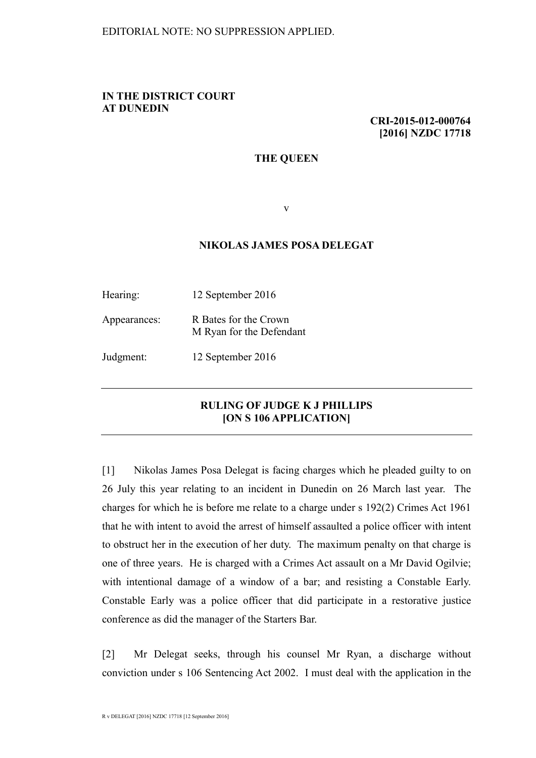EDITORIAL NOTE: NO SUPPRESSION APPLIED.

**IN THE DISTRICT COURT AT DUNEDIN**

**CRI-2015-012-000764**
**[2016] NZDC 17718**

**THE QUEEN**

v

**NIKOLAS JAMES POSA DELEGAT**

| | |
|---|---|
| Hearing: | 12 September 2016 |
| Appearances: | R Bates for the Crown<br>M Ryan for the Defendant |
| Judgment: | 12 September 2016 |

## RULING OF JUDGE K J PHILLIPS [ON S 106 APPLICATION]

[1] Nikolas James Posa Delegat is facing charges which he pleaded guilty to on 26 July this year relating to an incident in Dunedin on 26 March last year. The charges for which he is before me relate to a charge under s 192(2) Crimes Act 1961 that he with intent to avoid the arrest of himself assaulted a police officer with intent to obstruct her in the execution of her duty. The maximum penalty on that charge is one of three years. He is charged with a Crimes Act assault on a Mr David Ogilvie; with intentional damage of a window of a bar; and resisting a Constable Early. Constable Early was a police officer that did participate in a restorative justice conference as did the manager of the Starters Bar.

[2] Mr Delegat seeks, through his counsel Mr Ryan, a discharge without conviction under s 106 Sentencing Act 2002. I must deal with the application in the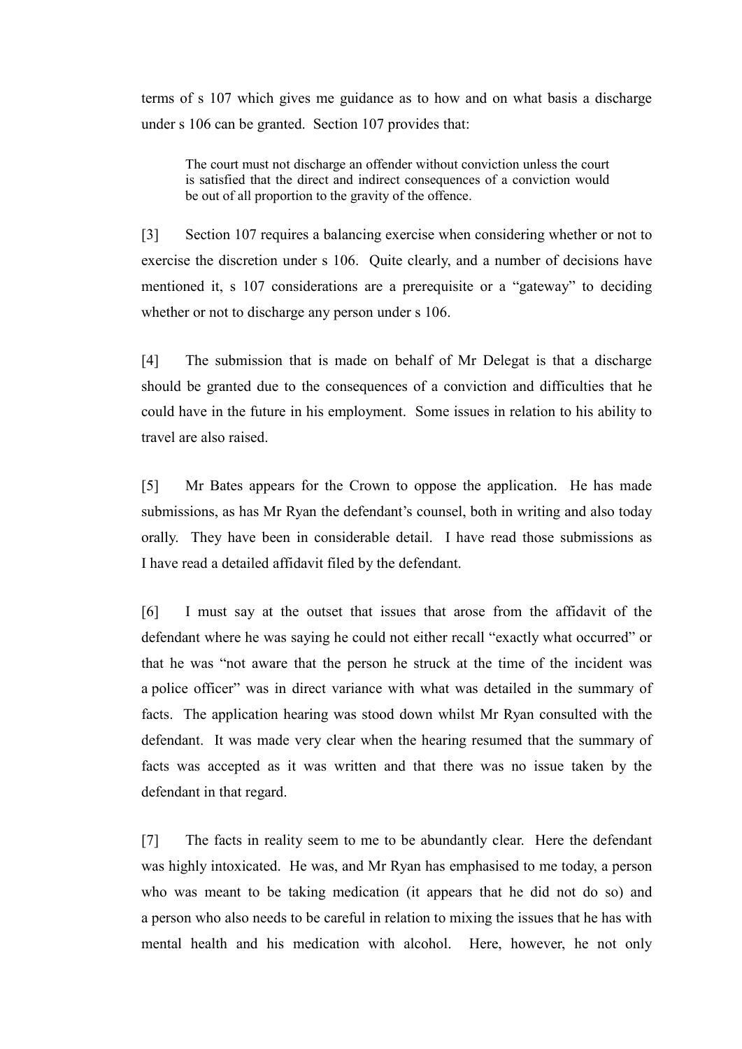terms of s 107 which gives me guidance as to how and on what basis a discharge under s 106 can be granted. Section 107 provides that:

> The court must not discharge an offender without conviction unless the court is satisfied that the direct and indirect consequences of a conviction would be out of all proportion to the gravity of the offence.

[3] Section 107 requires a balancing exercise when considering whether or not to exercise the discretion under s 106. Quite clearly, and a number of decisions have mentioned it, s 107 considerations are a prerequisite or a "gateway" to deciding whether or not to discharge any person under s 106.

[4] The submission that is made on behalf of Mr Delegat is that a discharge should be granted due to the consequences of a conviction and difficulties that he could have in the future in his employment. Some issues in relation to his ability to travel are also raised.

[5] Mr Bates appears for the Crown to oppose the application. He has made submissions, as has Mr Ryan the defendant's counsel, both in writing and also today orally. They have been in considerable detail. I have read those submissions as I have read a detailed affidavit filed by the defendant.

[6] I must say at the outset that issues that arose from the affidavit of the defendant where he was saying he could not either recall "exactly what occurred" or that he was "not aware that the person he struck at the time of the incident was a police officer" was in direct variance with what was detailed in the summary of facts. The application hearing was stood down whilst Mr Ryan consulted with the defendant. It was made very clear when the hearing resumed that the summary of facts was accepted as it was written and that there was no issue taken by the defendant in that regard.

[7] The facts in reality seem to me to be abundantly clear. Here the defendant was highly intoxicated. He was, and Mr Ryan has emphasised to me today, a person who was meant to be taking medication (it appears that he did not do so) and a person who also needs to be careful in relation to mixing the issues that he has with mental health and his medication with alcohol. Here, however, he not only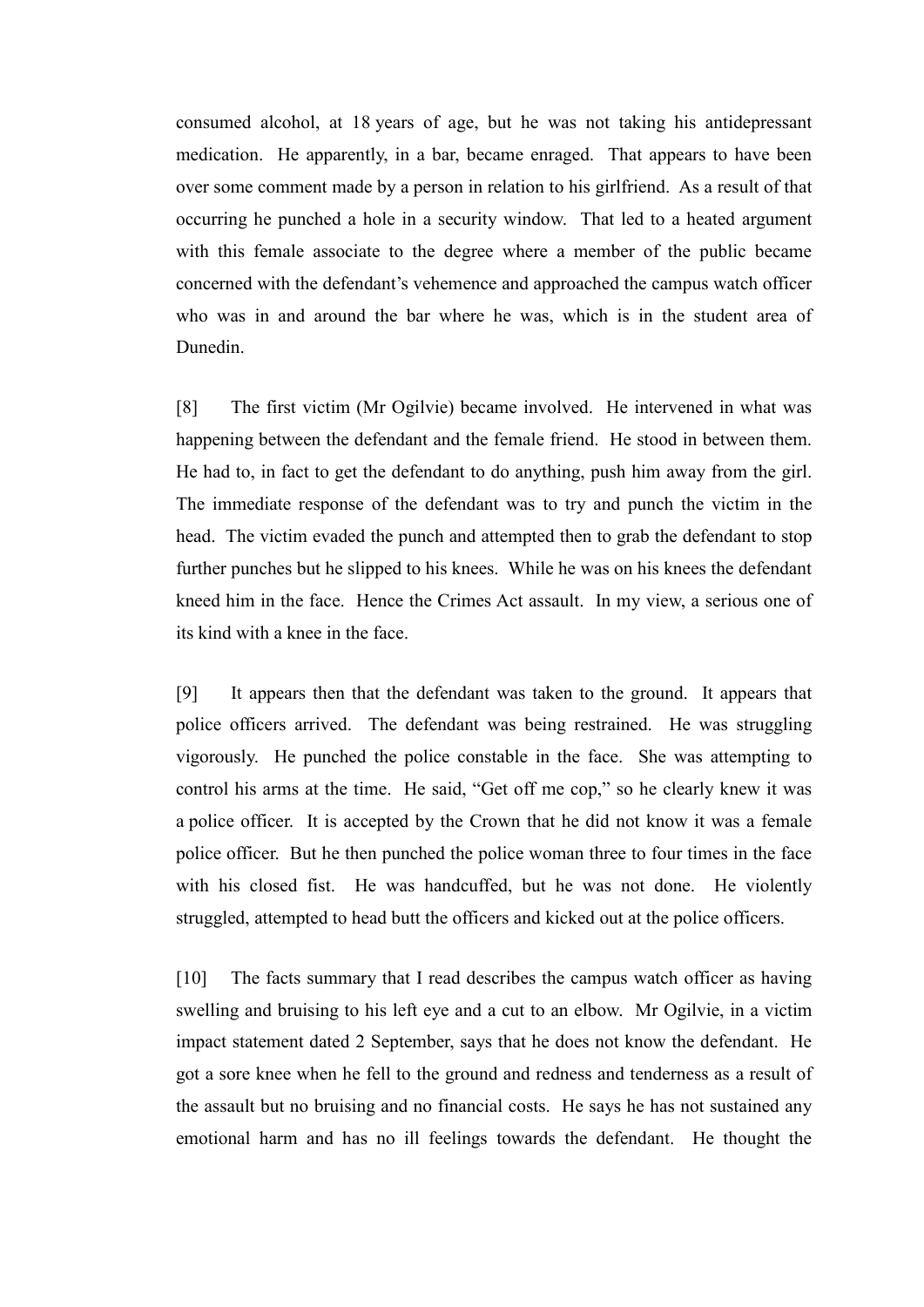consumed alcohol, at 18 years of age, but he was not taking his antidepressant medication. He apparently, in a bar, became enraged. That appears to have been over some comment made by a person in relation to his girlfriend. As a result of that occurring he punched a hole in a security window. That led to a heated argument with this female associate to the degree where a member of the public became concerned with the defendant's vehemence and approached the campus watch officer who was in and around the bar where he was, which is in the student area of Dunedin.

[8] The first victim (Mr Ogilvie) became involved. He intervened in what was happening between the defendant and the female friend. He stood in between them. He had to, in fact to get the defendant to do anything, push him away from the girl. The immediate response of the defendant was to try and punch the victim in the head. The victim evaded the punch and attempted then to grab the defendant to stop further punches but he slipped to his knees. While he was on his knees the defendant kneed him in the face. Hence the Crimes Act assault. In my view, a serious one of its kind with a knee in the face.

[9] It appears then that the defendant was taken to the ground. It appears that police officers arrived. The defendant was being restrained. He was struggling vigorously. He punched the police constable in the face. She was attempting to control his arms at the time. He said, "Get off me cop," so he clearly knew it was a police officer. It is accepted by the Crown that he did not know it was a female police officer. But he then punched the police woman three to four times in the face with his closed fist. He was handcuffed, but he was not done. He violently struggled, attempted to head butt the officers and kicked out at the police officers.

[10] The facts summary that I read describes the campus watch officer as having swelling and bruising to his left eye and a cut to an elbow. Mr Ogilvie, in a victim impact statement dated 2 September, says that he does not know the defendant. He got a sore knee when he fell to the ground and redness and tenderness as a result of the assault but no bruising and no financial costs. He says he has not sustained any emotional harm and has no ill feelings towards the defendant. He thought the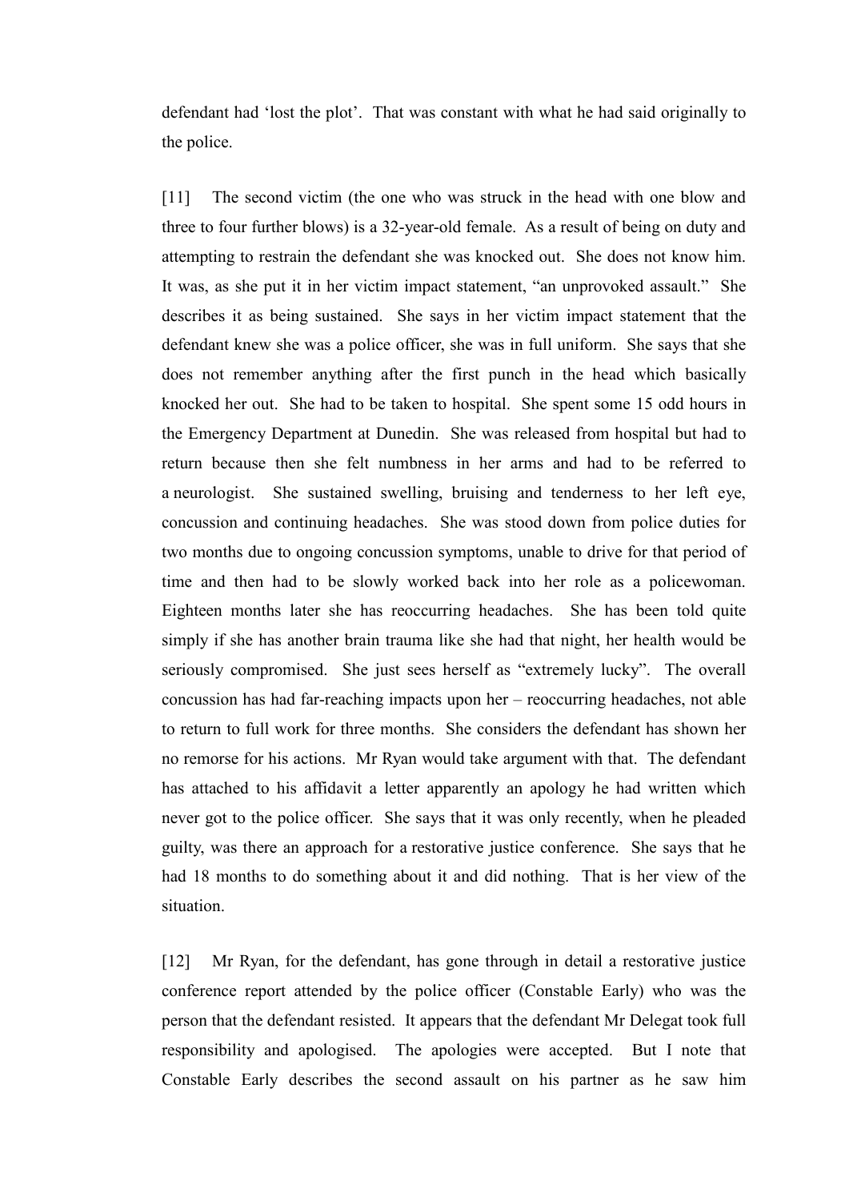defendant had 'lost the plot'. That was constant with what he had said originally to the police.

[11] The second victim (the one who was struck in the head with one blow and three to four further blows) is a 32-year-old female. As a result of being on duty and attempting to restrain the defendant she was knocked out. She does not know him. It was, as she put it in her victim impact statement, "an unprovoked assault." She describes it as being sustained. She says in her victim impact statement that the defendant knew she was a police officer, she was in full uniform. She says that she does not remember anything after the first punch in the head which basically knocked her out. She had to be taken to hospital. She spent some 15 odd hours in the Emergency Department at Dunedin. She was released from hospital but had to return because then she felt numbness in her arms and had to be referred to a neurologist. She sustained swelling, bruising and tenderness to her left eye, concussion and continuing headaches. She was stood down from police duties for two months due to ongoing concussion symptoms, unable to drive for that period of time and then had to be slowly worked back into her role as a policewoman. Eighteen months later she has reoccurring headaches. She has been told quite simply if she has another brain trauma like she had that night, her health would be seriously compromised. She just sees herself as "extremely lucky". The overall concussion has had far-reaching impacts upon her – reoccurring headaches, not able to return to full work for three months. She considers the defendant has shown her no remorse for his actions. Mr Ryan would take argument with that. The defendant has attached to his affidavit a letter apparently an apology he had written which never got to the police officer. She says that it was only recently, when he pleaded guilty, was there an approach for a restorative justice conference. She says that he had 18 months to do something about it and did nothing. That is her view of the situation.

[12] Mr Ryan, for the defendant, has gone through in detail a restorative justice conference report attended by the police officer (Constable Early) who was the person that the defendant resisted. It appears that the defendant Mr Delegat took full responsibility and apologised. The apologies were accepted. But I note that Constable Early describes the second assault on his partner as he saw him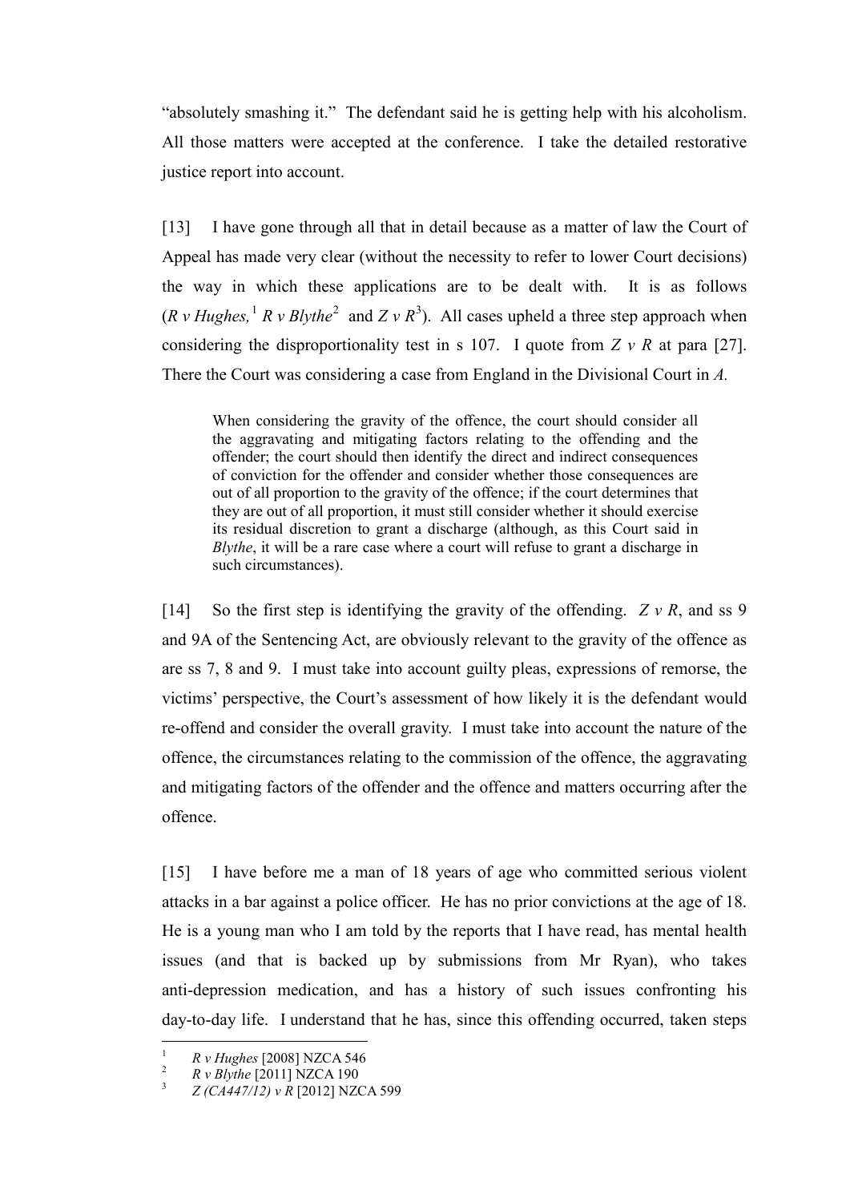"absolutely smashing it." The defendant said he is getting help with his alcoholism. All those matters were accepted at the conference. I take the detailed restorative justice report into account.

[13] I have gone through all that in detail because as a matter of law the Court of Appeal has made very clear (without the necessity to refer to lower Court decisions) the way in which these applications are to be dealt with. It is as follows (*R v Hughes,*[1] *R v Blythe*[2] and *Z v R*[3]). All cases upheld a three step approach when considering the disproportionality test in s 107. I quote from *Z v R* at para [27]. There the Court was considering a case from England in the Divisional Court in *A.*

> When considering the gravity of the offence, the court should consider all the aggravating and mitigating factors relating to the offending and the offender; the court should then identify the direct and indirect consequences of conviction for the offender and consider whether those consequences are out of all proportion to the gravity of the offence; if the court determines that they are out of all proportion, it must still consider whether it should exercise its residual discretion to grant a discharge (although, as this Court said in *Blythe*, it will be a rare case where a court will refuse to grant a discharge in such circumstances).

[14] So the first step is identifying the gravity of the offending. *Z v R*, and ss 9 and 9A of the Sentencing Act, are obviously relevant to the gravity of the offence as are ss 7, 8 and 9. I must take into account guilty pleas, expressions of remorse, the victims' perspective, the Court's assessment of how likely it is the defendant would re-offend and consider the overall gravity. I must take into account the nature of the offence, the circumstances relating to the commission of the offence, the aggravating and mitigating factors of the offender and the offence and matters occurring after the offence.

[15] I have before me a man of 18 years of age who committed serious violent attacks in a bar against a police officer. He has no prior convictions at the age of 18. He is a young man who I am told by the reports that I have read, has mental health issues (and that is backed up by submissions from Mr Ryan), who takes anti-depression medication, and has a history of such issues confronting his day-to-day life. I understand that he has, since this offending occurred, taken steps

---

[1] *R v Hughes* [2008] NZCA 546

[2] *R v Blythe* [2011] NZCA 190

[3] *Z (CA447/12) v R* [2012] NZCA 599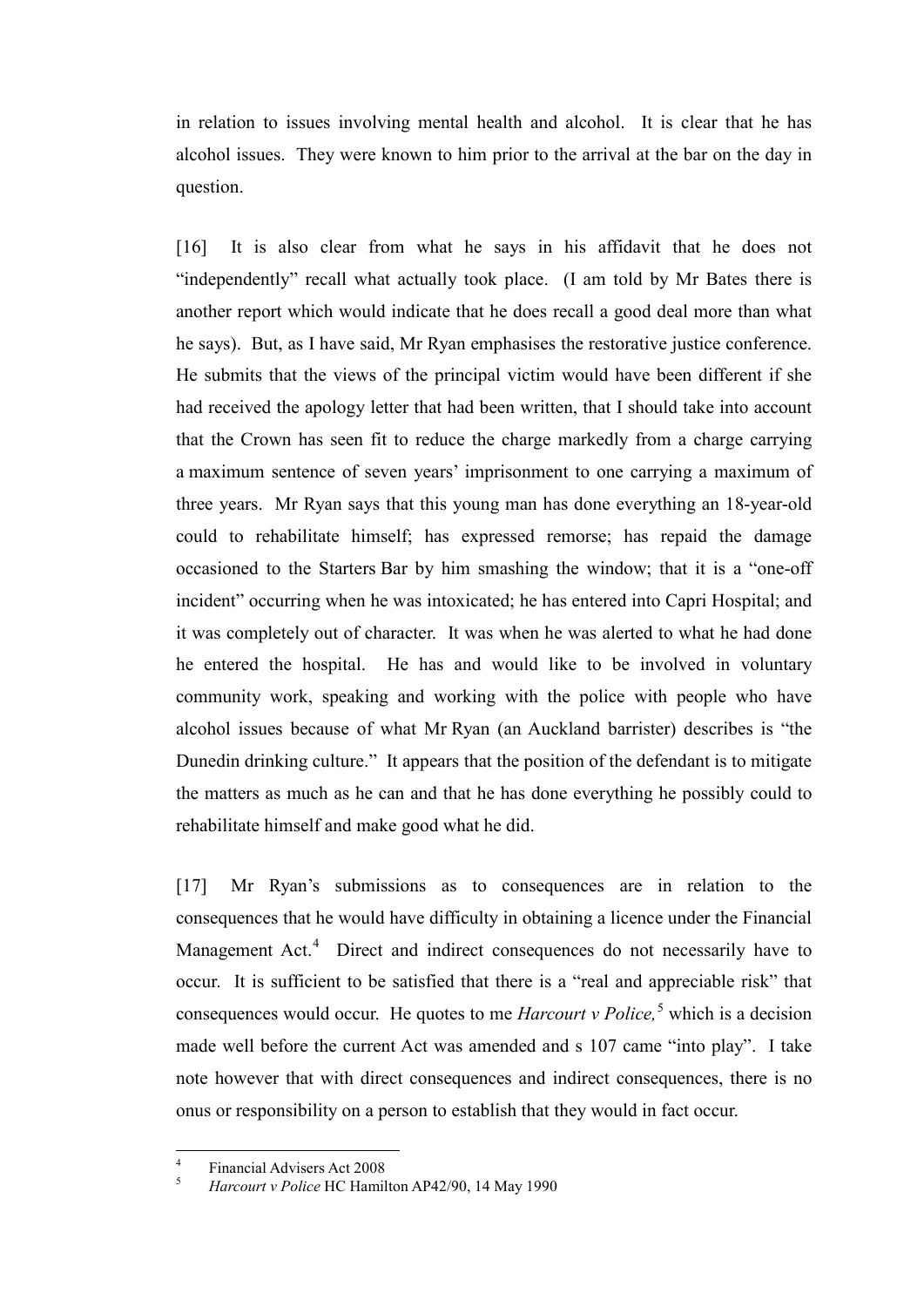in relation to issues involving mental health and alcohol. It is clear that he has alcohol issues. They were known to him prior to the arrival at the bar on the day in question.

[16] It is also clear from what he says in his affidavit that he does not "independently" recall what actually took place. (I am told by Mr Bates there is another report which would indicate that he does recall a good deal more than what he says). But, as I have said, Mr Ryan emphasises the restorative justice conference. He submits that the views of the principal victim would have been different if she had received the apology letter that had been written, that I should take into account that the Crown has seen fit to reduce the charge markedly from a charge carrying a maximum sentence of seven years' imprisonment to one carrying a maximum of three years. Mr Ryan says that this young man has done everything an 18-year-old could to rehabilitate himself; has expressed remorse; has repaid the damage occasioned to the Starters Bar by him smashing the window; that it is a "one-off incident" occurring when he was intoxicated; he has entered into Capri Hospital; and it was completely out of character. It was when he was alerted to what he had done he entered the hospital. He has and would like to be involved in voluntary community work, speaking and working with the police with people who have alcohol issues because of what Mr Ryan (an Auckland barrister) describes is "the Dunedin drinking culture." It appears that the position of the defendant is to mitigate the matters as much as he can and that he has done everything he possibly could to rehabilitate himself and make good what he did.

[17] Mr Ryan's submissions as to consequences are in relation to the consequences that he would have difficulty in obtaining a licence under the Financial Management Act.[4] Direct and indirect consequences do not necessarily have to occur. It is sufficient to be satisfied that there is a "real and appreciable risk" that consequences would occur. He quotes to me *Harcourt v Police,*[5] which is a decision made well before the current Act was amended and s 107 came "into play". I take note however that with direct consequences and indirect consequences, there is no onus or responsibility on a person to establish that they would in fact occur.

---

[4] Financial Advisers Act 2008

[5] *Harcourt v Police* HC Hamilton AP42/90, 14 May 1990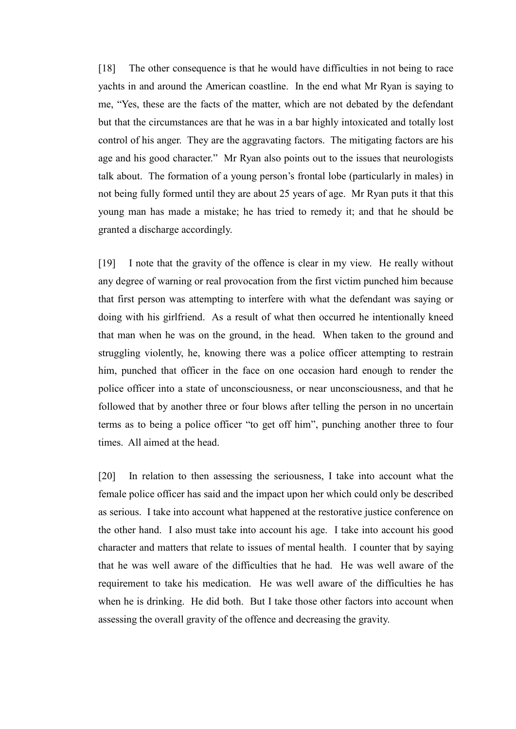[18] The other consequence is that he would have difficulties in not being to race yachts in and around the American coastline. In the end what Mr Ryan is saying to me, "Yes, these are the facts of the matter, which are not debated by the defendant but that the circumstances are that he was in a bar highly intoxicated and totally lost control of his anger. They are the aggravating factors. The mitigating factors are his age and his good character." Mr Ryan also points out to the issues that neurologists talk about. The formation of a young person's frontal lobe (particularly in males) in not being fully formed until they are about 25 years of age. Mr Ryan puts it that this young man has made a mistake; he has tried to remedy it; and that he should be granted a discharge accordingly.

[19] I note that the gravity of the offence is clear in my view. He really without any degree of warning or real provocation from the first victim punched him because that first person was attempting to interfere with what the defendant was saying or doing with his girlfriend. As a result of what then occurred he intentionally kneed that man when he was on the ground, in the head. When taken to the ground and struggling violently, he, knowing there was a police officer attempting to restrain him, punched that officer in the face on one occasion hard enough to render the police officer into a state of unconsciousness, or near unconsciousness, and that he followed that by another three or four blows after telling the person in no uncertain terms as to being a police officer "to get off him", punching another three to four times. All aimed at the head.

[20] In relation to then assessing the seriousness, I take into account what the female police officer has said and the impact upon her which could only be described as serious. I take into account what happened at the restorative justice conference on the other hand. I also must take into account his age. I take into account his good character and matters that relate to issues of mental health. I counter that by saying that he was well aware of the difficulties that he had. He was well aware of the requirement to take his medication. He was well aware of the difficulties he has when he is drinking. He did both. But I take those other factors into account when assessing the overall gravity of the offence and decreasing the gravity.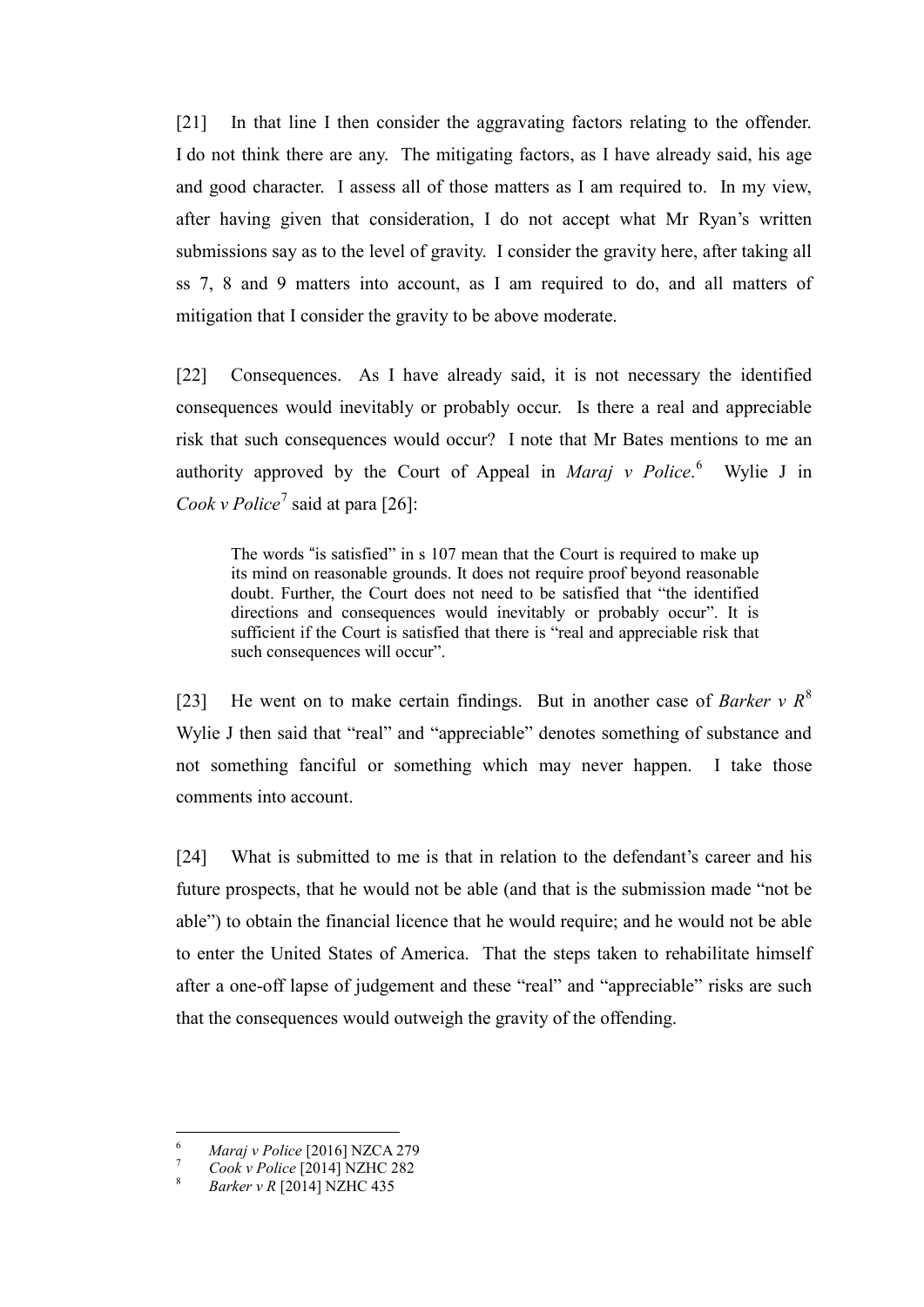[21] In that line I then consider the aggravating factors relating to the offender. I do not think there are any. The mitigating factors, as I have already said, his age and good character. I assess all of those matters as I am required to. In my view, after having given that consideration, I do not accept what Mr Ryan's written submissions say as to the level of gravity. I consider the gravity here, after taking all ss 7, 8 and 9 matters into account, as I am required to do, and all matters of mitigation that I consider the gravity to be above moderate.

[22] Consequences. As I have already said, it is not necessary the identified consequences would inevitably or probably occur. Is there a real and appreciable risk that such consequences would occur? I note that Mr Bates mentions to me an authority approved by the Court of Appeal in *Maraj v Police*.[6] Wylie J in *Cook v Police*[7] said at para [26]:

> The words "is satisfied" in s 107 mean that the Court is required to make up its mind on reasonable grounds. It does not require proof beyond reasonable doubt. Further, the Court does not need to be satisfied that "the identified directions and consequences would inevitably or probably occur". It is sufficient if the Court is satisfied that there is "real and appreciable risk that such consequences will occur".

[23] He went on to make certain findings. But in another case of *Barker v R*[8] Wylie J then said that "real" and "appreciable" denotes something of substance and not something fanciful or something which may never happen. I take those comments into account.

[24] What is submitted to me is that in relation to the defendant's career and his future prospects, that he would not be able (and that is the submission made "not be able") to obtain the financial licence that he would require; and he would not be able to enter the United States of America. That the steps taken to rehabilitate himself after a one-off lapse of judgement and these "real" and "appreciable" risks are such that the consequences would outweigh the gravity of the offending.

---

[6] *Maraj v Police* [2016] NZCA 279

[7] *Cook v Police* [2014] NZHC 282

[8] *Barker v R* [2014] NZHC 435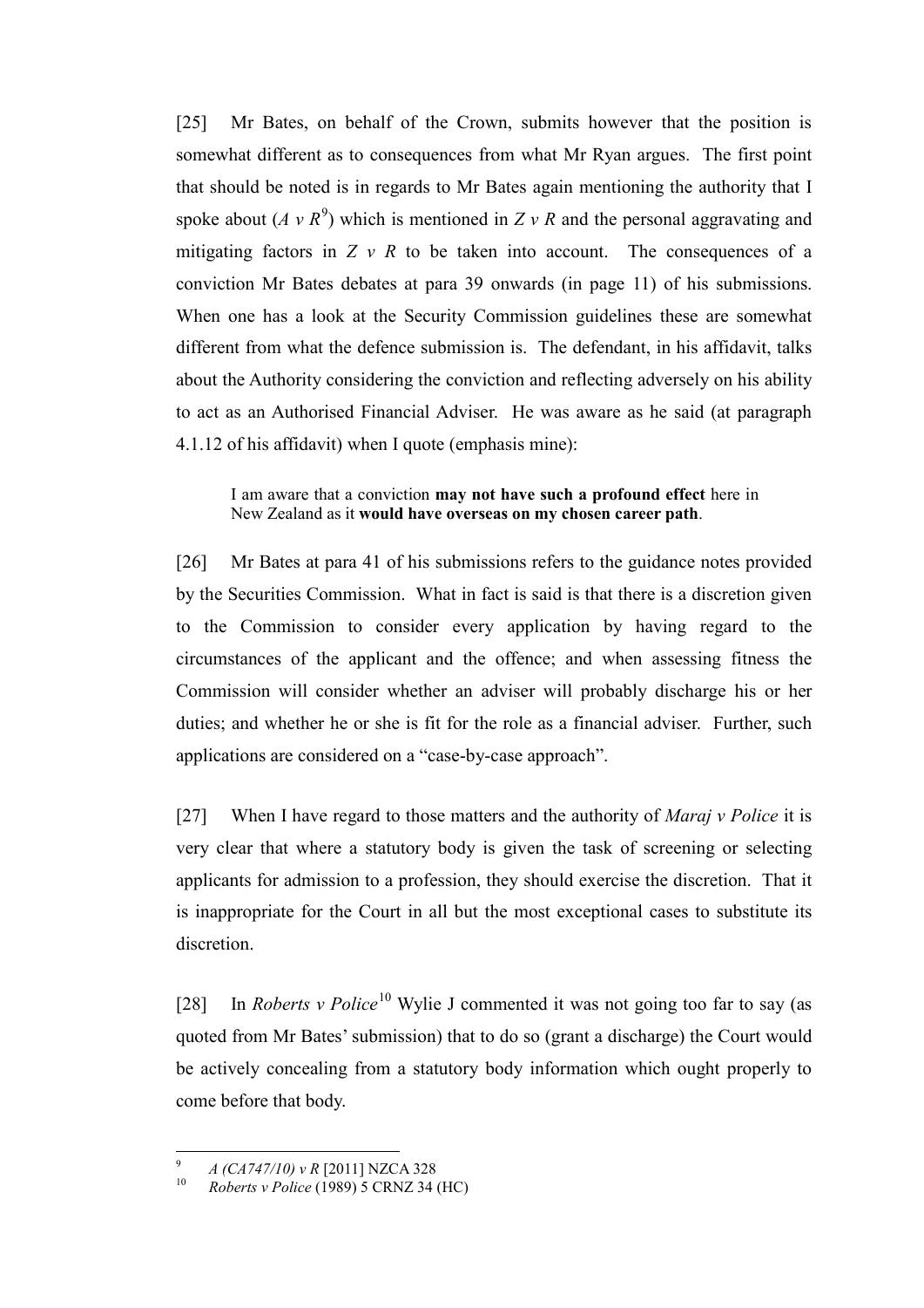[25] Mr Bates, on behalf of the Crown, submits however that the position is somewhat different as to consequences from what Mr Ryan argues. The first point that should be noted is in regards to Mr Bates again mentioning the authority that I spoke about (*A v R*[9]) which is mentioned in *Z v R* and the personal aggravating and mitigating factors in *Z v R* to be taken into account. The consequences of a conviction Mr Bates debates at para 39 onwards (in page 11) of his submissions. When one has a look at the Security Commission guidelines these are somewhat different from what the defence submission is. The defendant, in his affidavit, talks about the Authority considering the conviction and reflecting adversely on his ability to act as an Authorised Financial Adviser. He was aware as he said (at paragraph 4.1.12 of his affidavit) when I quote (emphasis mine):

> I am aware that a conviction **may not have such a profound effect** here in New Zealand as it **would have overseas on my chosen career path**.

[26] Mr Bates at para 41 of his submissions refers to the guidance notes provided by the Securities Commission. What in fact is said is that there is a discretion given to the Commission to consider every application by having regard to the circumstances of the applicant and the offence; and when assessing fitness the Commission will consider whether an adviser will probably discharge his or her duties; and whether he or she is fit for the role as a financial adviser. Further, such applications are considered on a "case-by-case approach".

[27] When I have regard to those matters and the authority of *Maraj v Police* it is very clear that where a statutory body is given the task of screening or selecting applicants for admission to a profession, they should exercise the discretion. That it is inappropriate for the Court in all but the most exceptional cases to substitute its discretion.

[28] In *Roberts v Police*[10] Wylie J commented it was not going too far to say (as quoted from Mr Bates' submission) that to do so (grant a discharge) the Court would be actively concealing from a statutory body information which ought properly to come before that body.

---

[9] *A (CA747/10) v R* [2011] NZCA 328

[10] *Roberts v Police* (1989) 5 CRNZ 34 (HC)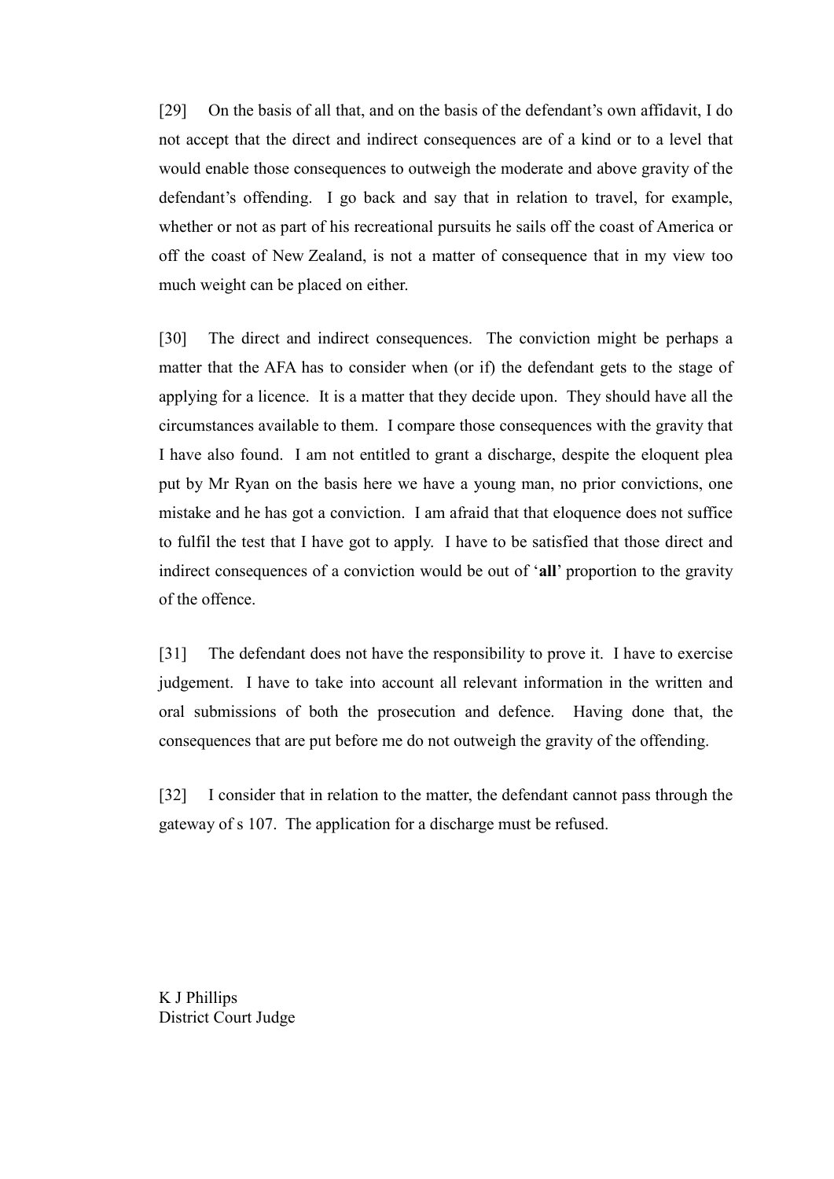[29] On the basis of all that, and on the basis of the defendant's own affidavit, I do not accept that the direct and indirect consequences are of a kind or to a level that would enable those consequences to outweigh the moderate and above gravity of the defendant's offending. I go back and say that in relation to travel, for example, whether or not as part of his recreational pursuits he sails off the coast of America or off the coast of New Zealand, is not a matter of consequence that in my view too much weight can be placed on either.

[30] The direct and indirect consequences. The conviction might be perhaps a matter that the AFA has to consider when (or if) the defendant gets to the stage of applying for a licence. It is a matter that they decide upon. They should have all the circumstances available to them. I compare those consequences with the gravity that I have also found. I am not entitled to grant a discharge, despite the eloquent plea put by Mr Ryan on the basis here we have a young man, no prior convictions, one mistake and he has got a conviction. I am afraid that that eloquence does not suffice to fulfil the test that I have got to apply. I have to be satisfied that those direct and indirect consequences of a conviction would be out of '**all**' proportion to the gravity of the offence.

[31] The defendant does not have the responsibility to prove it. I have to exercise judgement. I have to take into account all relevant information in the written and oral submissions of both the prosecution and defence. Having done that, the consequences that are put before me do not outweigh the gravity of the offending.

[32] I consider that in relation to the matter, the defendant cannot pass through the gateway of s 107. The application for a discharge must be refused.

K J Phillips
District Court Judge